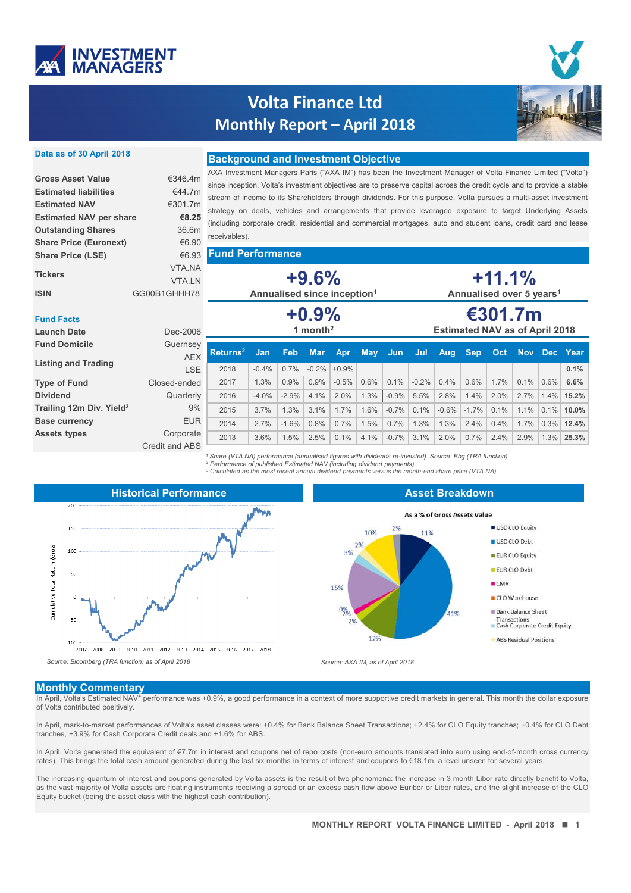# Volta Finance Ltd
## Monthly Report – April 2018

**Data as of 30 April 2018**

| | |
|---|---|
| **Gross Asset Value** | €346.4m |
| **Estimated liabilities** | €44.7m |
| **Estimated NAV** | €301.7m |
| **Estimated NAV per share** | **€8.25** |
| **Outstanding Shares** | 36.6m |
| **Share Price (Euronext)** | €6.90 |
| **Share Price (LSE)** | €6.93 |
| **Tickers** | VTA.NA VTA.LN |
| **ISIN** | GG00B1GHHH78 |

**Fund Facts**

| | |
|---|---|
| **Launch Date** | Dec-2006 |
| **Fund Domicile** | Guernsey |
| **Listing and Trading** | AEX LSE |
| **Type of Fund** | Closed-ended |
| **Dividend** | Quarterly |
| **Trailing 12m Div. Yield[3]** | 9% |
| **Base currency** | EUR |
| **Assets types** | Corporate Credit and ABS |

## Background and Investment Objective

AXA Investment Managers Paris ("AXA IM") has been the Investment Manager of Volta Finance Limited ("Volta") since inception. Volta's investment objectives are to preserve capital across the credit cycle and to provide a stable stream of income to its Shareholders through dividends. For this purpose, Volta pursues a multi-asset investment strategy on deals, vehicles and arrangements that provide leveraged exposure to target Underlying Assets (including corporate credit, residential and commercial mortgages, auto and student loans, credit card and lease receivables).

## Fund Performance

**+9.6%** Annualised since inception[1]

**+11.1%** Annualised over 5 years[1]

**+0.9%** 1 month[2]

**€301.7m** Estimated NAV as of April 2018

| Returns[2] | Jan | Feb | Mar | Apr | May | Jun | Jul | Aug | Sep | Oct | Nov | Dec | Year |
|---|---|---|---|---|---|---|---|---|---|---|---|---|---|
| 2018 | -0.4% | 0.7% | -0.2% | +0.9% | | | | | | | | | **0.1%** |
| 2017 | 1.3% | 0.9% | 0.9% | -0.5% | 0.6% | 0.1% | -0.2% | 0.4% | 0.6% | 1.7% | 0.1% | 0.6% | **6.6%** |
| 2016 | -4.0% | -2.9% | 4.1% | 2.0% | 1.3% | -0.9% | 5.5% | 2.8% | 1.4% | 2.0% | 2.7% | 1.4% | **15.2%** |
| 2015 | 3.7% | 1.3% | 3.1% | 1.7% | 1.6% | -0.7% | 0.1% | -0.6% | -1.7% | 0.1% | 1.1% | 0.1% | **10.0%** |
| 2014 | 2.7% | -1.6% | 0.8% | 0.7% | 1.5% | 0.7% | 1.3% | 1.3% | 2.4% | 0.4% | 1.7% | 0.3% | **12.4%** |
| 2013 | 3.6% | 1.5% | 2.5% | 0.1% | 4.1% | -0.7% | 3.1% | 2.0% | 0.7% | 2.4% | 2.9% | 1.3% | **25.3%** |

*[1] Share (VTA.NA) performance (annualised figures with dividends re-invested). Source: Bbg (TRA function)*
*[2] Performance of published Estimated NAV (including dividend payments)*
*[3] Calculated as the most recent annual dividend payments versus the month-end share price (VTA.NA)*

## Historical Performance

*Source: Bloomberg (TRA function) as of April 2018*

## Asset Breakdown

*Source: AXA IM, as of April 2018*

## Monthly Commentary

In April, Volta's Estimated NAV* performance was +0.9%, a good performance in a context of more supportive credit markets in general. This month the dollar exposure of Volta contributed positively.

In April, mark-to-market performances of Volta's asset classes were: +0.4% for Bank Balance Sheet Transactions; +2.4% for CLO Equity tranches; +0.4% for CLO Debt tranches, +3.9% for Cash Corporate Credit deals and +1.6% for ABS.

In April, Volta generated the equivalent of €7.7m in interest and coupons net of repo costs (non-euro amounts translated into euro using end-of-month cross currency rates). This brings the total cash amount generated during the last six months in terms of interest and coupons to €18.1m, a level unseen for several years.

The increasing quantum of interest and coupons generated by Volta assets is the result of two phenomena: the increase in 3 month Libor rate directly benefit to Volta, as the vast majority of Volta assets are floating instruments receiving a spread or an excess cash flow above Euribor or Libor rates, and the slight increase of the CLO Equity bucket (being the asset class with the highest cash contribution).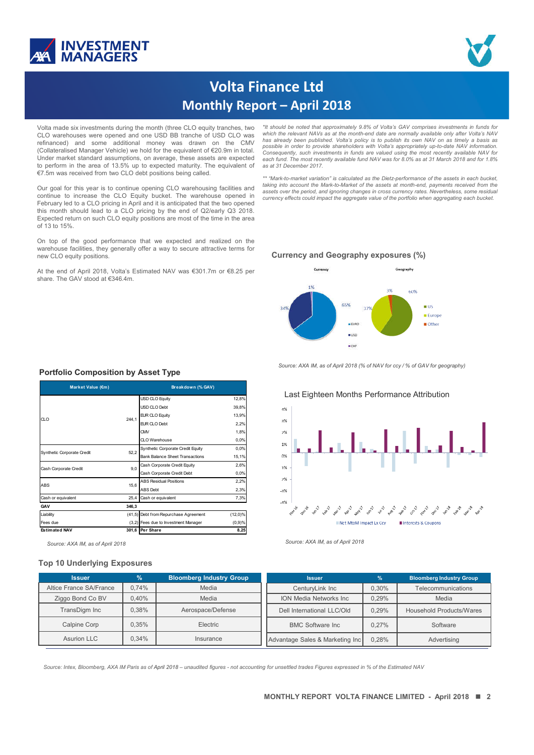# Volta Finance Ltd
## Monthly Report – April 2018

Volta made six investments during the month (three CLO equity tranches, two CLO warehouses were opened and one USD BB tranche of USD CLO was refinanced) and some additional money was drawn on the CMV (Collateralised Manager Vehicle) we hold for the equivalent of €20.9m in total. Under market standard assumptions, on average, these assets are expected to perform in the area of 13.5% up to expected maturity. The equivalent of €7.5m was received from two CLO debt positions being called.

Our goal for this year is to continue opening CLO warehousing facilities and continue to increase the CLO Equity bucket. The warehouse opened in February led to a CLO pricing in April and it is anticipated that the two opened this month should lead to a CLO pricing by the end of Q2/early Q3 2018. Expected return on such CLO equity positions are most of the time in the area of 13 to 15%.

On top of the good performance that we expected and realized on the warehouse facilities, they generally offer a way to secure attractive terms for new CLO equity positions.

At the end of April 2018, Volta's Estimated NAV was €301.7m or €8.25 per share. The GAV stood at €346.4m.

*\*It should be noted that approximately 9.8% of Volta's GAV comprises investments in funds for which the relevant NAVs as at the month-end date are normally available only after Volta's NAV has already been published. Volta's policy is to publish its own NAV on as timely a basis as possible in order to provide shareholders with Volta's appropriately up-to-date NAV information. Consequently, such investments in funds are valued using the most recently available NAV for each fund. The most recently available fund NAV was for 8.0% as at 31 March 2018 and for 1.8% as at 31 December 2017.*

*\*\* "Mark-to-market variation" is calculated as the Dietz-performance of the assets in each bucket, taking into account the Mark-to-Market of the assets at month-end, payments received from the assets over the period, and ignoring changes in cross currency rates. Nevertheless, some residual currency effects could impact the aggregate value of the portfolio when aggregating each bucket.*

### Currency and Geography exposures (%)

Currency: EURO 65%, USD 34%, CHF 1%

Geography: US 60%, Europe 37%, Other 3%

*Source: AXA IM, as of April 2018 (% of NAV for ccy / % of GAV for geography)*

### Portfolio Composition by Asset Type

| Market Value (€m) | | Breakdown (% GAV) | |
|---|---|---|---|
| CLO | 244,1 | USD CLO Equity | 12,8% |
| | | USD CLO Debt | 39,8% |
| | | EUR CLO Equity | 13,9% |
| | | EUR CLO Debt | 2,2% |
| | | CMV | 1,8% |
| | | CLO Warehouse | 0,0% |
| Synthetic Corporate Credit | 52,2 | Synthetic Corporate Credit Equity | 0,0% |
| | | Bank Balance Sheet Transactions | 15,1% |
| Cash Corporate Credit | 9,0 | Cash Corporate Credit Equity | 2,6% |
| | | Cash Corporate Credit Debt | 0,0% |
| ABS | 15,6 | ABS Residual Positions | 2,2% |
| | | ABS Debt | 2,3% |
| Cash or equivalent | 25,4 | Cash or equivalent | 7,3% |
| **GAV** | **346,3** | | |
| Liability | (41,5) | Debt from Repurchase Agreement | (12,0)% |
| Fees due | (3,2) | Fees due to Investment Manager | (0,9)% |
| **Estimated NAV** | **301,6** | **Per Share** | **8,25** |

*Source: AXA IM, as of April 2018*

### Last Eighteen Months Performance Attribution

Legend: Net MtoM Impact Ex Ccy; Interests & Coupons (Nov-16 to Apr-18)

*Source: AXA IM, as of April 2018*

### Top 10 Underlying Exposures

| Issuer | % | Bloomberg Industry Group |
|---|---|---|
| Altice France SA/France | 0,74% | Media |
| Ziggo Bond Co BV | 0,40% | Media |
| TransDigm Inc | 0,38% | Aerospace/Defense |
| Calpine Corp | 0,35% | Electric |
| Asurion LLC | 0,34% | Insurance |
| CenturyLink Inc | 0,30% | Telecommunications |
| ION Media Networks Inc | 0,29% | Media |
| Dell International LLC/Old | 0,29% | Household Products/Wares |
| BMC Software Inc | 0,27% | Software |
| Advantage Sales & Marketing Inc | 0,28% | Advertising |

*Source: Intex, Bloomberg, AXA IM Paris as of April 2018 – unaudited figures - not accounting for unsettled trades Figures expressed in % of the Estimated NAV*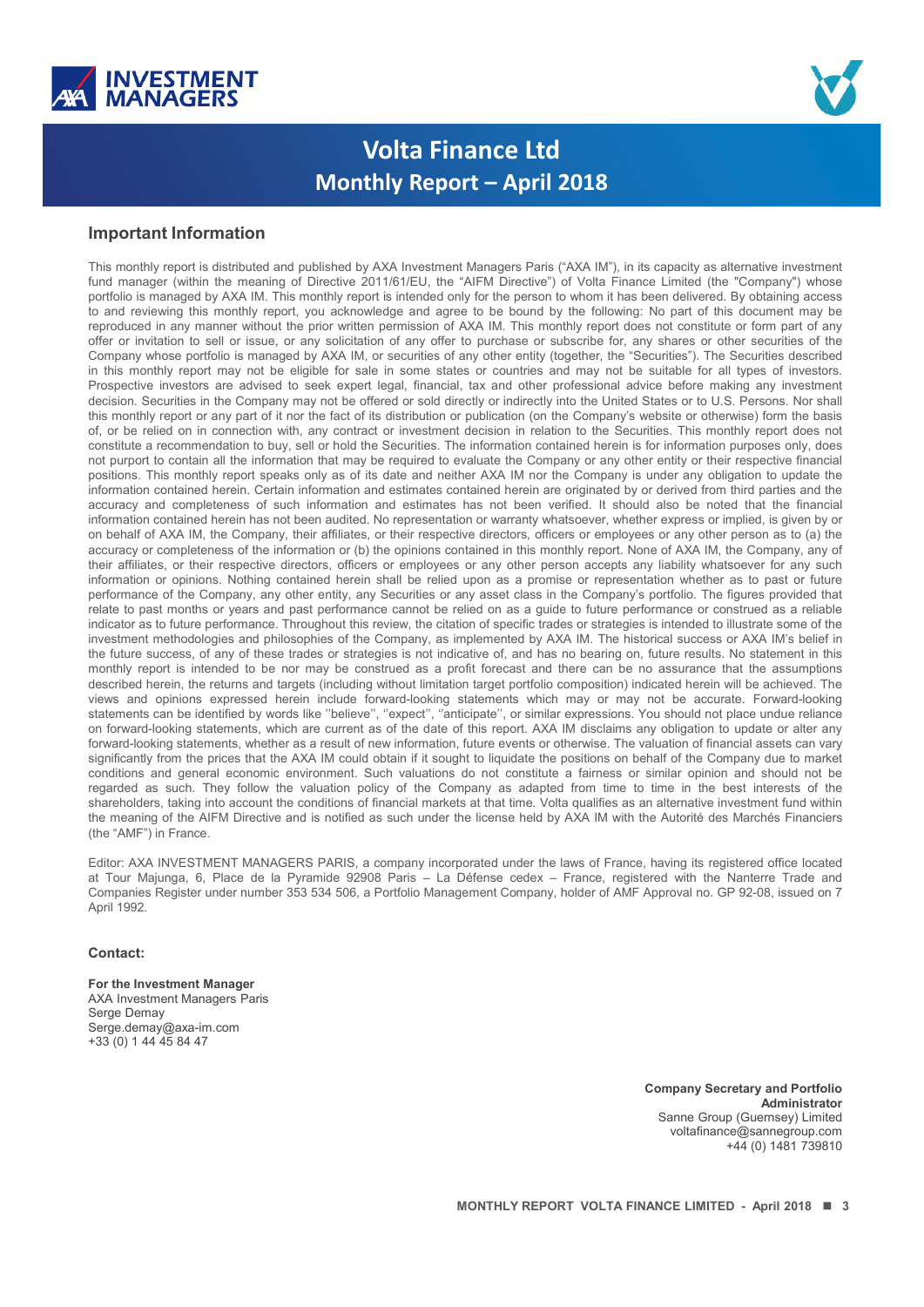# Volta Finance Ltd
## Monthly Report – April 2018

### Important Information

This monthly report is distributed and published by AXA Investment Managers Paris ("AXA IM"), in its capacity as alternative investment fund manager (within the meaning of Directive 2011/61/EU, the "AIFM Directive") of Volta Finance Limited (the "Company") whose portfolio is managed by AXA IM. This monthly report is intended only for the person to whom it has been delivered. By obtaining access to and reviewing this monthly report, you acknowledge and agree to be bound by the following: No part of this document may be reproduced in any manner without the prior written permission of AXA IM. This monthly report does not constitute or form part of any offer or invitation to sell or issue, or any solicitation of any offer to purchase or subscribe for, any shares or other securities of the Company whose portfolio is managed by AXA IM, or securities of any other entity (together, the "Securities"). The Securities described in this monthly report may not be eligible for sale in some states or countries and may not be suitable for all types of investors. Prospective investors are advised to seek expert legal, financial, tax and other professional advice before making any investment decision. Securities in the Company may not be offered or sold directly or indirectly into the United States or to U.S. Persons. Nor shall this monthly report or any part of it nor the fact of its distribution or publication (on the Company's website or otherwise) form the basis of, or be relied on in connection with, any contract or investment decision in relation to the Securities. This monthly report does not constitute a recommendation to buy, sell or hold the Securities. The information contained herein is for information purposes only, does not purport to contain all the information that may be required to evaluate the Company or any other entity or their respective financial positions. This monthly report speaks only as of its date and neither AXA IM nor the Company is under any obligation to update the information contained herein. Certain information and estimates contained herein are originated by or derived from third parties and the accuracy and completeness of such information and estimates has not been verified. It should also be noted that the financial information contained herein has not been audited. No representation or warranty whatsoever, whether express or implied, is given by or on behalf of AXA IM, the Company, their affiliates, or their respective directors, officers or employees or any other person as to (a) the accuracy or completeness of the information or (b) the opinions contained in this monthly report. None of AXA IM, the Company, any of their affiliates, or their respective directors, officers or employees or any other person accepts any liability whatsoever for any such information or opinions. Nothing contained herein shall be relied upon as a promise or representation whether as to past or future performance of the Company, any other entity, any Securities or any asset class in the Company's portfolio. The figures provided that relate to past months or years and past performance cannot be relied on as a guide to future performance or construed as a reliable indicator as to future performance. Throughout this review, the citation of specific trades or strategies is intended to illustrate some of the investment methodologies and philosophies of the Company, as implemented by AXA IM. The historical success or AXA IM's belief in the future success, of any of these trades or strategies is not indicative of, and has no bearing on, future results. No statement in this monthly report is intended to be nor may be construed as a profit forecast and there can be no assurance that the assumptions described herein, the returns and targets (including without limitation target portfolio composition) indicated herein will be achieved. The views and opinions expressed herein include forward-looking statements which may or may not be accurate. Forward-looking statements can be identified by words like ''believe'', ''expect'', ''anticipate'', or similar expressions. You should not place undue reliance on forward-looking statements, which are current as of the date of this report. AXA IM disclaims any obligation to update or alter any forward-looking statements, whether as a result of new information, future events or otherwise. The valuation of financial assets can vary significantly from the prices that the AXA IM could obtain if it sought to liquidate the positions on behalf of the Company due to market conditions and general economic environment. Such valuations do not constitute a fairness or similar opinion and should not be regarded as such. They follow the valuation policy of the Company as adapted from time to time in the best interests of the shareholders, taking into account the conditions of financial markets at that time. Volta qualifies as an alternative investment fund within the meaning of the AIFM Directive and is notified as such under the license held by AXA IM with the Autorité des Marchés Financiers (the "AMF") in France.

Editor: AXA INVESTMENT MANAGERS PARIS, a company incorporated under the laws of France, having its registered office located at Tour Majunga, 6, Place de la Pyramide 92908 Paris – La Défense cedex – France, registered with the Nanterre Trade and Companies Register under number 353 534 506, a Portfolio Management Company, holder of AMF Approval no. GP 92-08, issued on 7 April 1992.

**Contact:**

**For the Investment Manager**
AXA Investment Managers Paris
Serge Demay
Serge.demay@axa-im.com
+33 (0) 1 44 45 84 47

**Company Secretary and Portfolio Administrator**
Sanne Group (Guernsey) Limited
voltafinance@sannegroup.com
+44 (0) 1481 739810